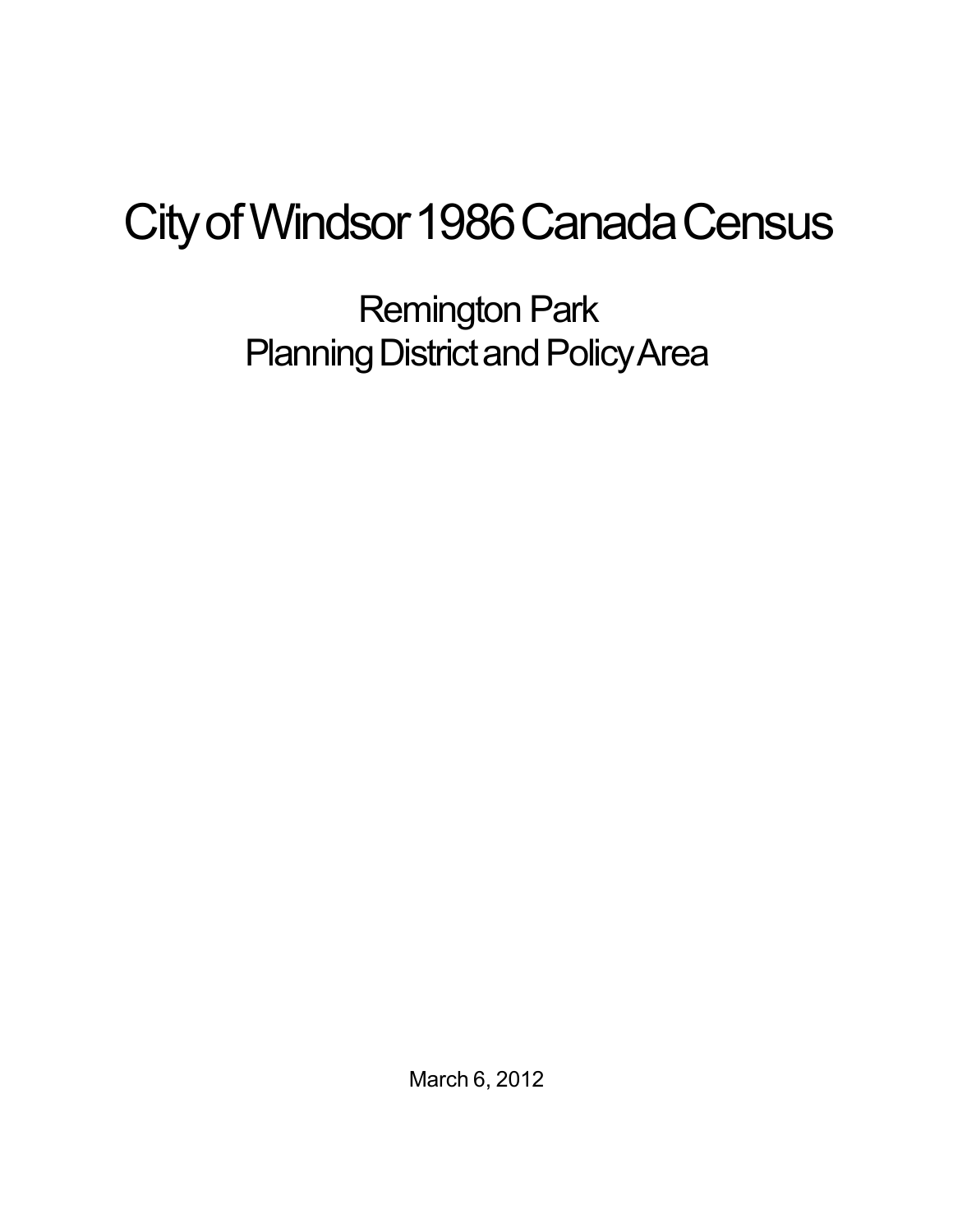# City of Windsor 1986 Canada Census

## Remington Park
## Planning District and Policy Area

March 6, 2012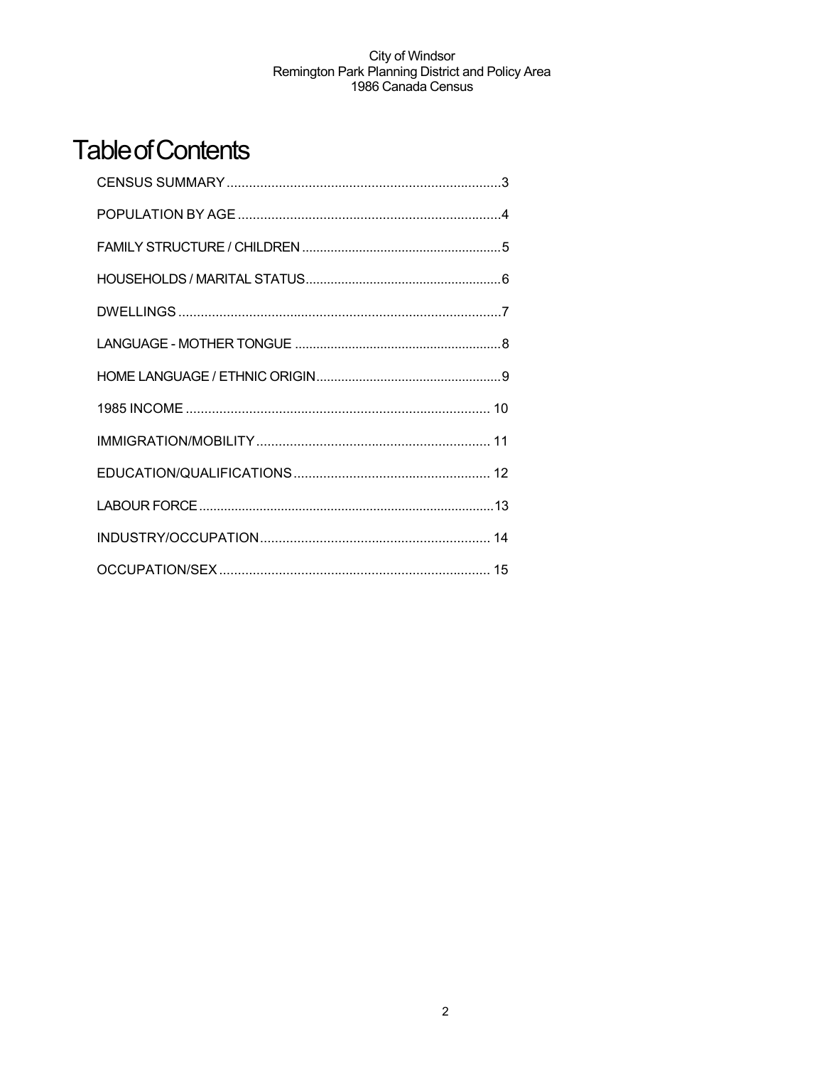# Table of Contents

CENSUS SUMMARY ....................................................................3

POPULATION BY AGE ..............................................................4

FAMILY STRUCTURE / CHILDREN ..........................................5

HOUSEHOLDS / MARITAL STATUS..........................................6

DWELLINGS ..............................................................................7

LANGUAGE - MOTHER TONGUE ............................................8

HOME LANGUAGE / ETHNIC ORIGIN.......................................9

1985 INCOME ............................................................................ 10

IMMIGRATION/MOBILITY ......................................................... 11

EDUCATION/QUALIFICATIONS ............................................... 12

LABOUR FORCE ........................................................................13

INDUSTRY/OCCUPATION......................................................... 14

OCCUPATION/SEX .................................................................... 15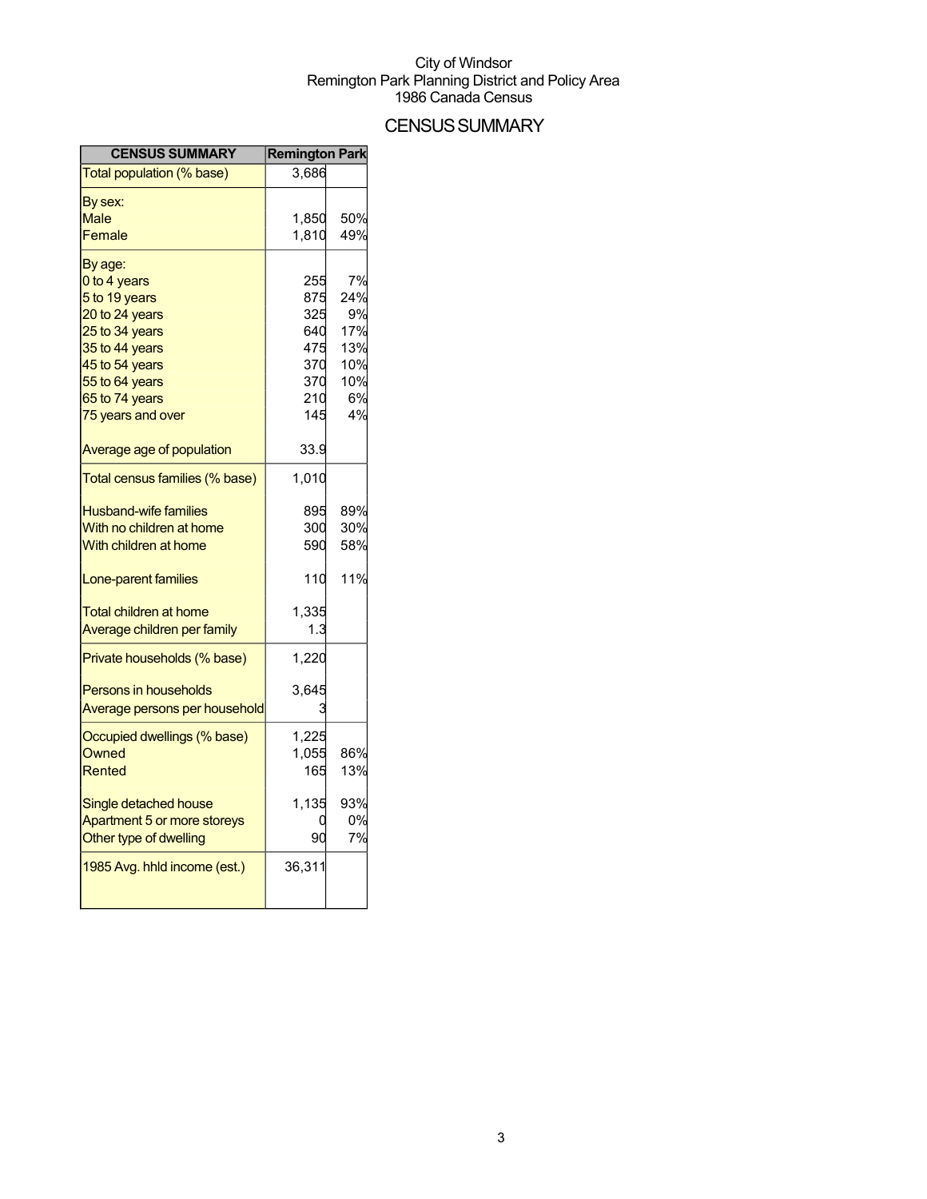City of Windsor
Remington Park Planning District and Policy Area
1986 Canada Census

# CENSUS SUMMARY

| CENSUS SUMMARY | Remington Park | |
|---|---|---|
| Total population (% base) | 3,686 | |
| By sex: | | |
| Male | 1,850 | 50% |
| Female | 1,810 | 49% |
| By age: | | |
| 0 to 4 years | 255 | 7% |
| 5 to 19 years | 875 | 24% |
| 20 to 24 years | 325 | 9% |
| 25 to 34 years | 640 | 17% |
| 35 to 44 years | 475 | 13% |
| 45 to 54 years | 370 | 10% |
| 55 to 64 years | 370 | 10% |
| 65 to 74 years | 210 | 6% |
| 75 years and over | 145 | 4% |
| Average age of population | 33.9 | |
| Total census families (% base) | 1,010 | |
| Husband-wife families | 895 | 89% |
| With no children at home | 300 | 30% |
| With children at home | 590 | 58% |
| Lone-parent families | 110 | 11% |
| Total children at home | 1,335 | |
| Average children per family | 1.3 | |
| Private households (% base) | 1,220 | |
| Persons in households | 3,645 | |
| Average persons per household | 3 | |
| Occupied dwellings (% base) | 1,225 | |
| Owned | 1,055 | 86% |
| Rented | 165 | 13% |
| Single detached house | 1,135 | 93% |
| Apartment 5 or more storeys | 0 | 0% |
| Other type of dwelling | 90 | 7% |
| 1985 Avg. hhld income (est.) | 36,311 | |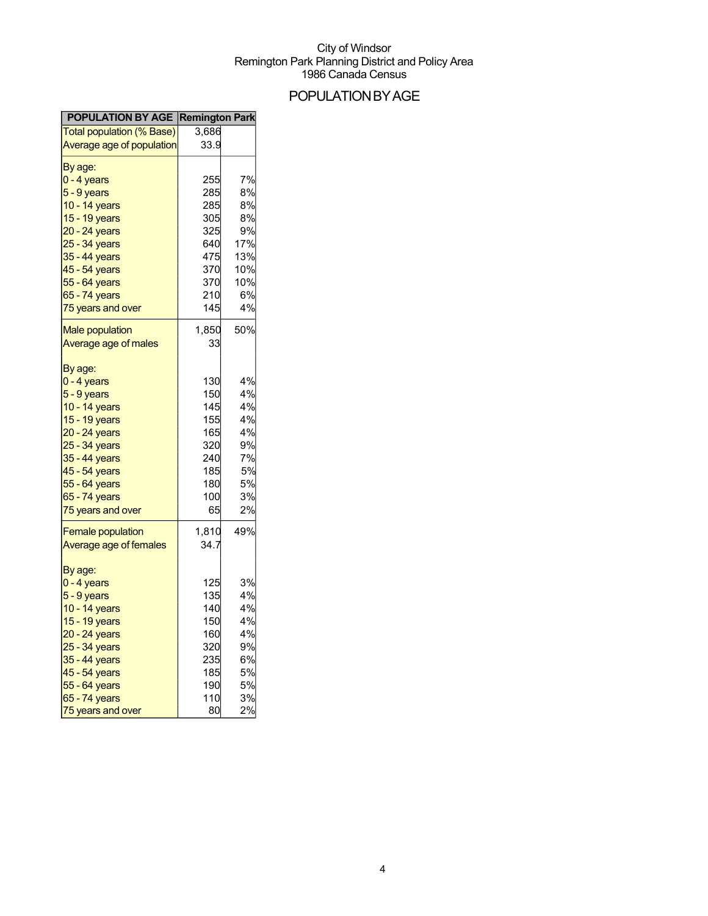City of Windsor
Remington Park Planning District and Policy Area
1986 Canada Census

# POPULATION BY AGE

| POPULATION BY AGE | Remington Park | |
|---|---|---|
| Total population (% Base) | 3,686 | |
| Average age of population | 33.9 | |
| By age: | | |
| 0 - 4 years | 255 | 7% |
| 5 - 9 years | 285 | 8% |
| 10 - 14 years | 285 | 8% |
| 15 - 19 years | 305 | 8% |
| 20 - 24 years | 325 | 9% |
| 25 - 34 years | 640 | 17% |
| 35 - 44 years | 475 | 13% |
| 45 - 54 years | 370 | 10% |
| 55 - 64 years | 370 | 10% |
| 65 - 74 years | 210 | 6% |
| 75 years and over | 145 | 4% |
| Male population | 1,850 | 50% |
| Average age of males | 33 | |
| By age: | | |
| 0 - 4 years | 130 | 4% |
| 5 - 9 years | 150 | 4% |
| 10 - 14 years | 145 | 4% |
| 15 - 19 years | 155 | 4% |
| 20 - 24 years | 165 | 4% |
| 25 - 34 years | 320 | 9% |
| 35 - 44 years | 240 | 7% |
| 45 - 54 years | 185 | 5% |
| 55 - 64 years | 180 | 5% |
| 65 - 74 years | 100 | 3% |
| 75 years and over | 65 | 2% |
| Female population | 1,810 | 49% |
| Average age of females | 34.7 | |
| By age: | | |
| 0 - 4 years | 125 | 3% |
| 5 - 9 years | 135 | 4% |
| 10 - 14 years | 140 | 4% |
| 15 - 19 years | 150 | 4% |
| 20 - 24 years | 160 | 4% |
| 25 - 34 years | 320 | 9% |
| 35 - 44 years | 235 | 6% |
| 45 - 54 years | 185 | 5% |
| 55 - 64 years | 190 | 5% |
| 65 - 74 years | 110 | 3% |
| 75 years and over | 80 | 2% |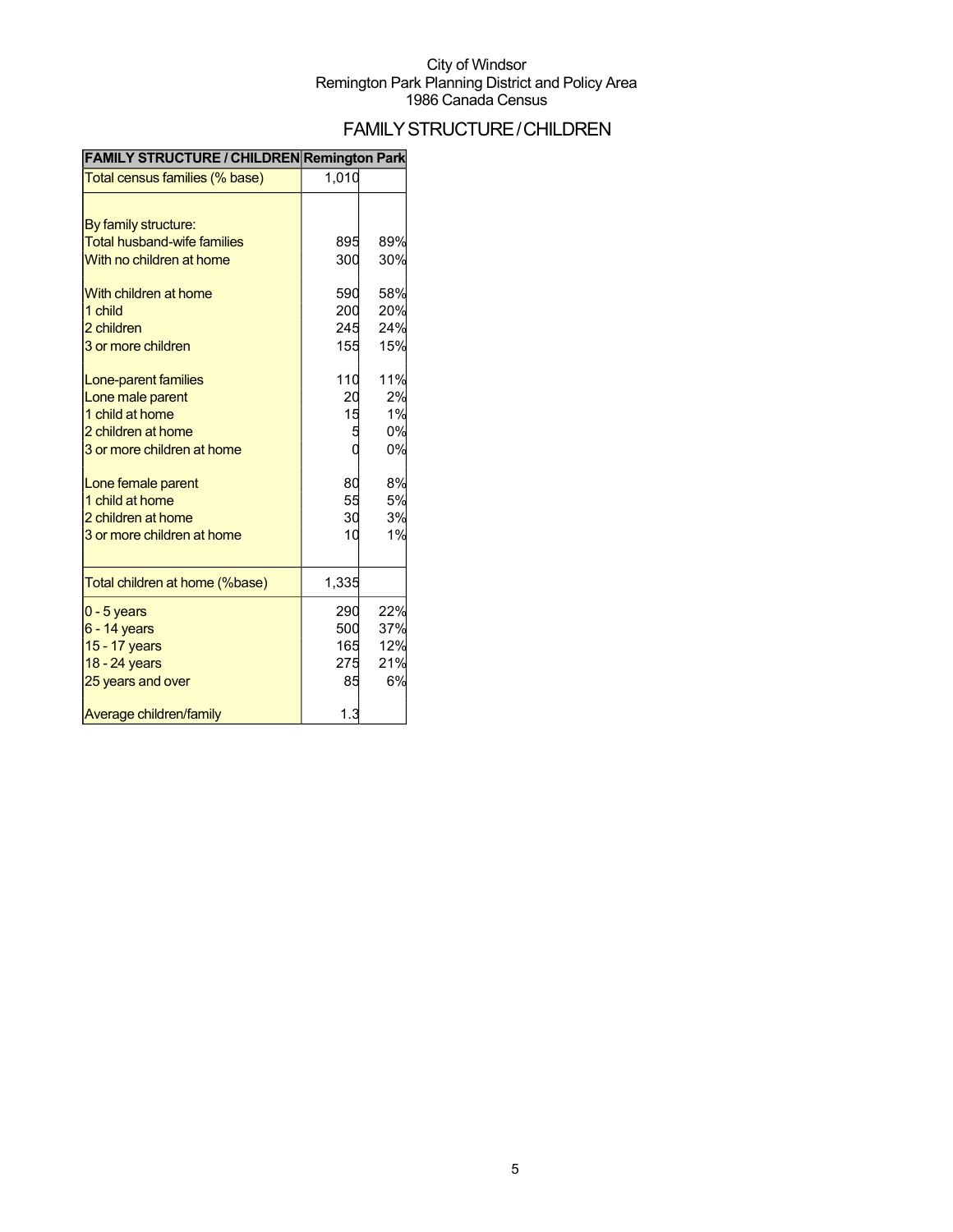City of Windsor
Remington Park Planning District and Policy Area
1986 Canada Census

## FAMILY STRUCTURE / CHILDREN

| FAMILY STRUCTURE / CHILDREN | Remington Park | |
|---|---|---|
| Total census families (% base) | 1,010 | |
| | | |
| By family structure: | | |
| Total husband-wife families | 895 | 89% |
| With no children at home | 300 | 30% |
| | | |
| With children at home | 590 | 58% |
| 1 child | 200 | 20% |
| 2 children | 245 | 24% |
| 3 or more children | 155 | 15% |
| | | |
| Lone-parent families | 110 | 11% |
| Lone male parent | 20 | 2% |
| 1 child at home | 15 | 1% |
| 2 children at home | 5 | 0% |
| 3 or more children at home | 0 | 0% |
| | | |
| Lone female parent | 80 | 8% |
| 1 child at home | 55 | 5% |
| 2 children at home | 30 | 3% |
| 3 or more children at home | 10 | 1% |
| | | |
| Total children at home (%base) | 1,335 | |
| 0 - 5 years | 290 | 22% |
| 6 - 14 years | 500 | 37% |
| 15 - 17 years | 165 | 12% |
| 18 - 24 years | 275 | 21% |
| 25 years and over | 85 | 6% |
| | | |
| Average children/family | 1.3 | |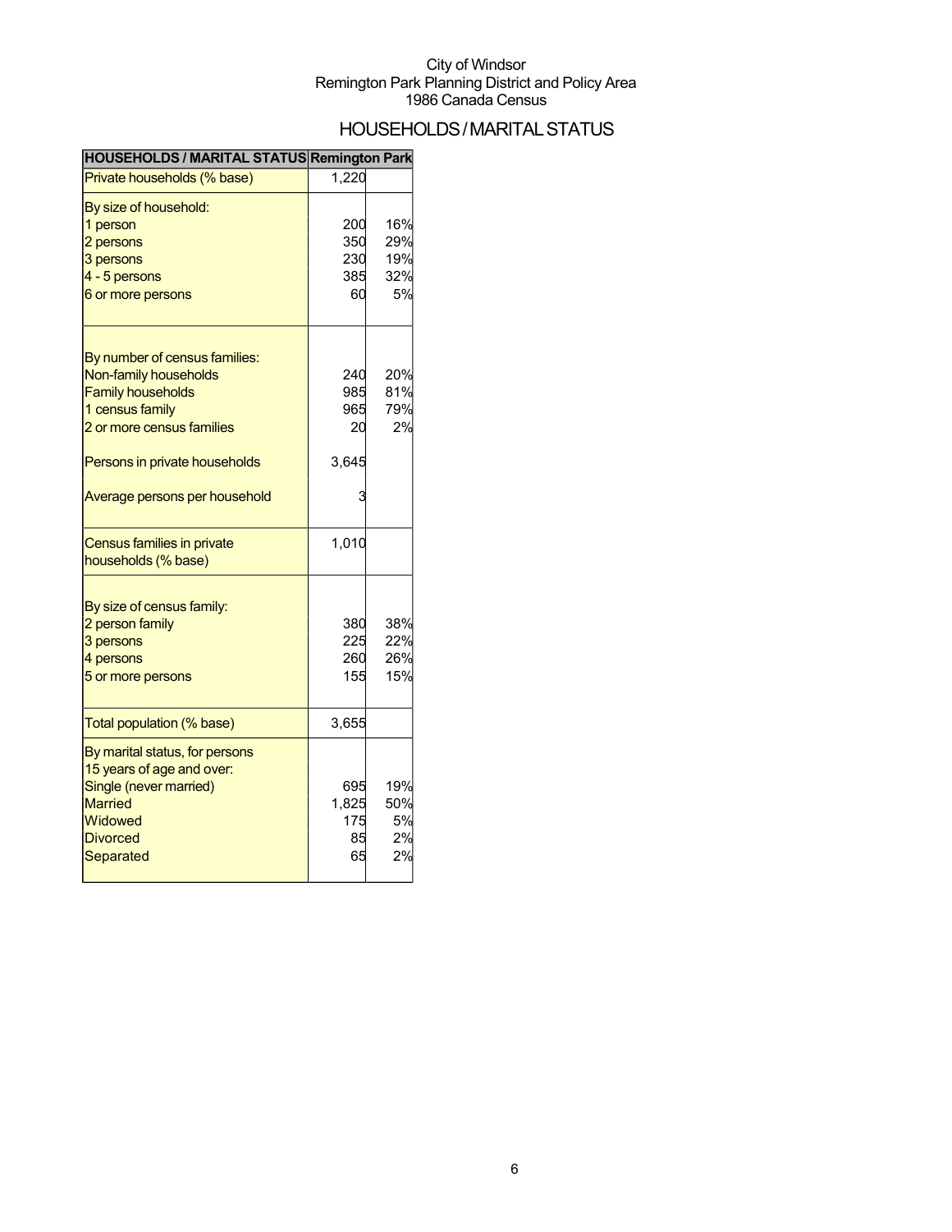City of Windsor
Remington Park Planning District and Policy Area
1986 Canada Census

# HOUSEHOLDS / MARITAL STATUS

| HOUSEHOLDS / MARITAL STATUS | Remington Park | |
|---|---|---|
| Private households (% base) | 1,220 | |
| By size of household: | | |
| 1 person | 200 | 16% |
| 2 persons | 350 | 29% |
| 3 persons | 230 | 19% |
| 4 - 5 persons | 385 | 32% |
| 6 or more persons | 60 | 5% |
| By number of census families: | | |
| Non-family households | 240 | 20% |
| Family households | 985 | 81% |
| 1 census family | 965 | 79% |
| 2 or more census families | 20 | 2% |
| Persons in private households | 3,645 | |
| Average persons per household | 3 | |
| Census families in private households (% base) | 1,010 | |
| By size of census family: | | |
| 2 person family | 380 | 38% |
| 3 persons | 225 | 22% |
| 4 persons | 260 | 26% |
| 5 or more persons | 155 | 15% |
| Total population (% base) | 3,655 | |
| By marital status, for persons 15 years of age and over: | | |
| Single (never married) | 695 | 19% |
| Married | 1,825 | 50% |
| Widowed | 175 | 5% |
| Divorced | 85 | 2% |
| Separated | 65 | 2% |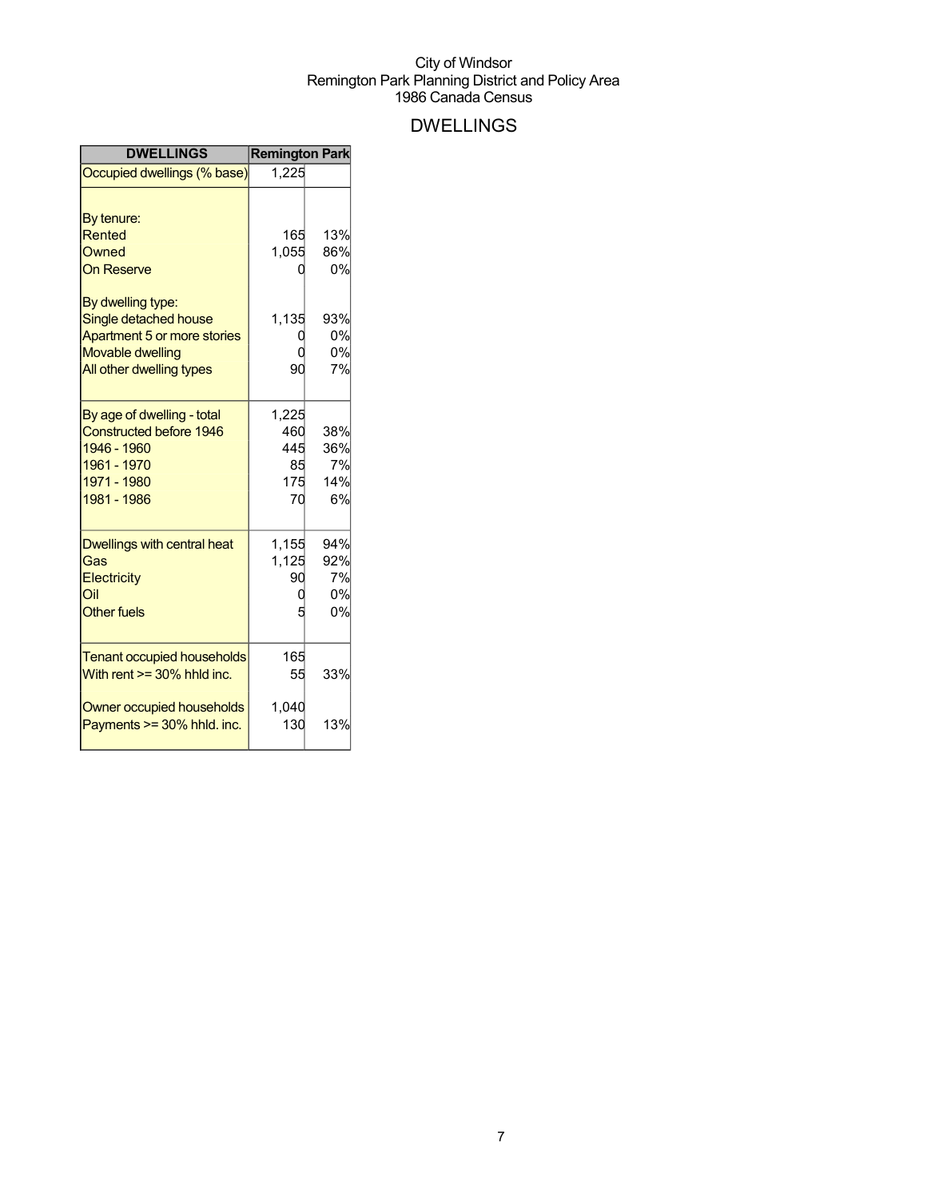City of Windsor
Remington Park Planning District and Policy Area
1986 Canada Census

# DWELLINGS

| DWELLINGS | Remington Park | |
|---|---|---|
| Occupied dwellings (% base) | 1,225 | |
| | | |
| By tenure: | | |
| Rented | 165 | 13% |
| Owned | 1,055 | 86% |
| On Reserve | 0 | 0% |
| | | |
| By dwelling type: | | |
| Single detached house | 1,135 | 93% |
| Apartment 5 or more stories | 0 | 0% |
| Movable dwelling | 0 | 0% |
| All other dwelling types | 90 | 7% |
| | | |
| By age of dwelling - total | 1,225 | |
| Constructed before 1946 | 460 | 38% |
| 1946 - 1960 | 445 | 36% |
| 1961 - 1970 | 85 | 7% |
| 1971 - 1980 | 175 | 14% |
| 1981 - 1986 | 70 | 6% |
| | | |
| Dwellings with central heat | 1,155 | 94% |
| Gas | 1,125 | 92% |
| Electricity | 90 | 7% |
| Oil | 0 | 0% |
| Other fuels | 5 | 0% |
| | | |
| Tenant occupied households | 165 | |
| With rent >= 30% hhld inc. | 55 | 33% |
| | | |
| Owner occupied households | 1,040 | |
| Payments >= 30% hhld. inc. | 130 | 13% |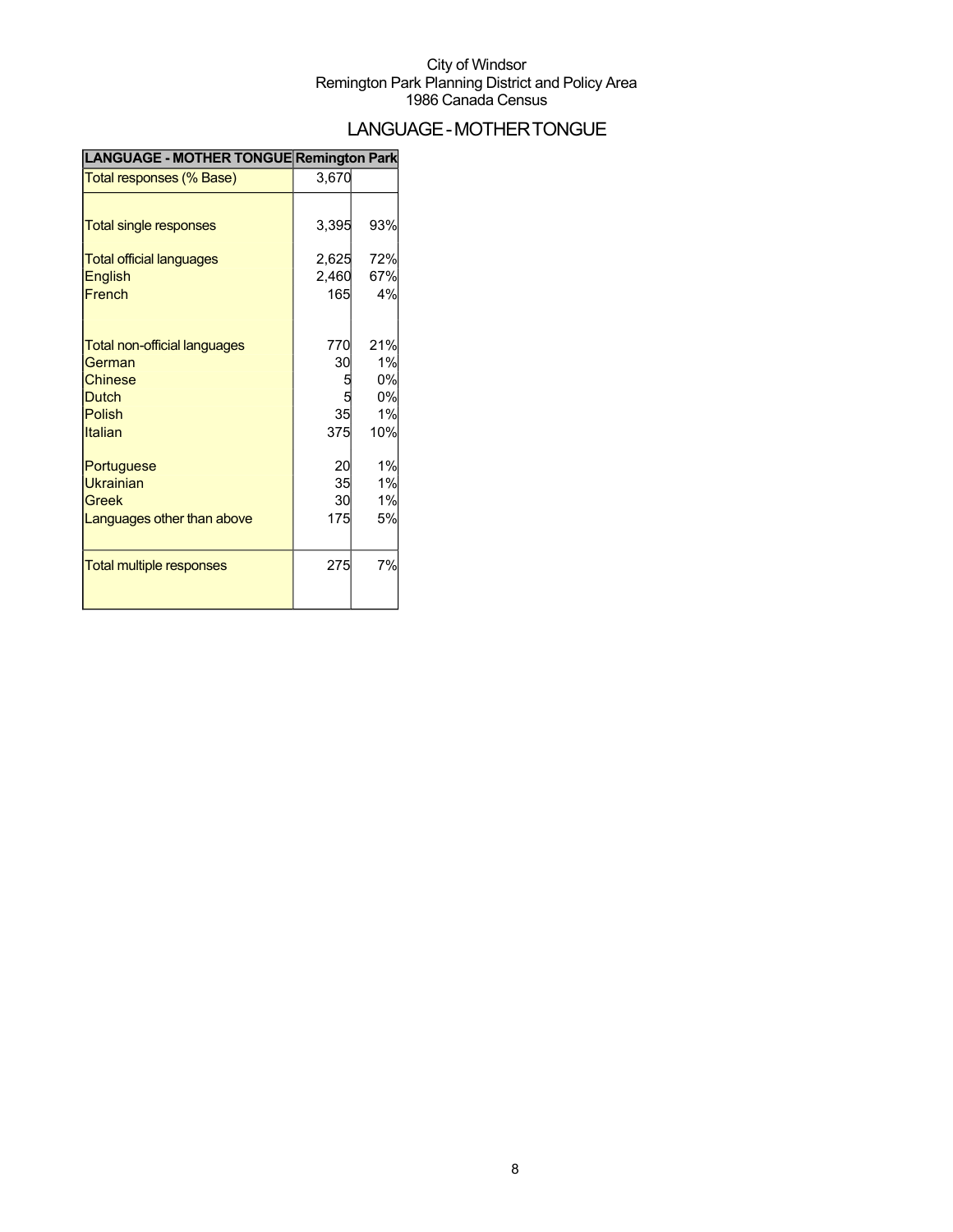City of Windsor
Remington Park Planning District and Policy Area
1986 Canada Census

# LANGUAGE - MOTHER TONGUE

| LANGUAGE - MOTHER TONGUE | Remington Park | |
|---|---|---|
| Total responses (% Base) | 3,670 | |
| Total single responses | 3,395 | 93% |
| Total official languages | 2,625 | 72% |
| English | 2,460 | 67% |
| French | 165 | 4% |
| Total non-official languages | 770 | 21% |
| German | 30 | 1% |
| Chinese | 5 | 0% |
| Dutch | 5 | 0% |
| Polish | 35 | 1% |
| Italian | 375 | 10% |
| Portuguese | 20 | 1% |
| Ukrainian | 35 | 1% |
| Greek | 30 | 1% |
| Languages other than above | 175 | 5% |
| Total multiple responses | 275 | 7% |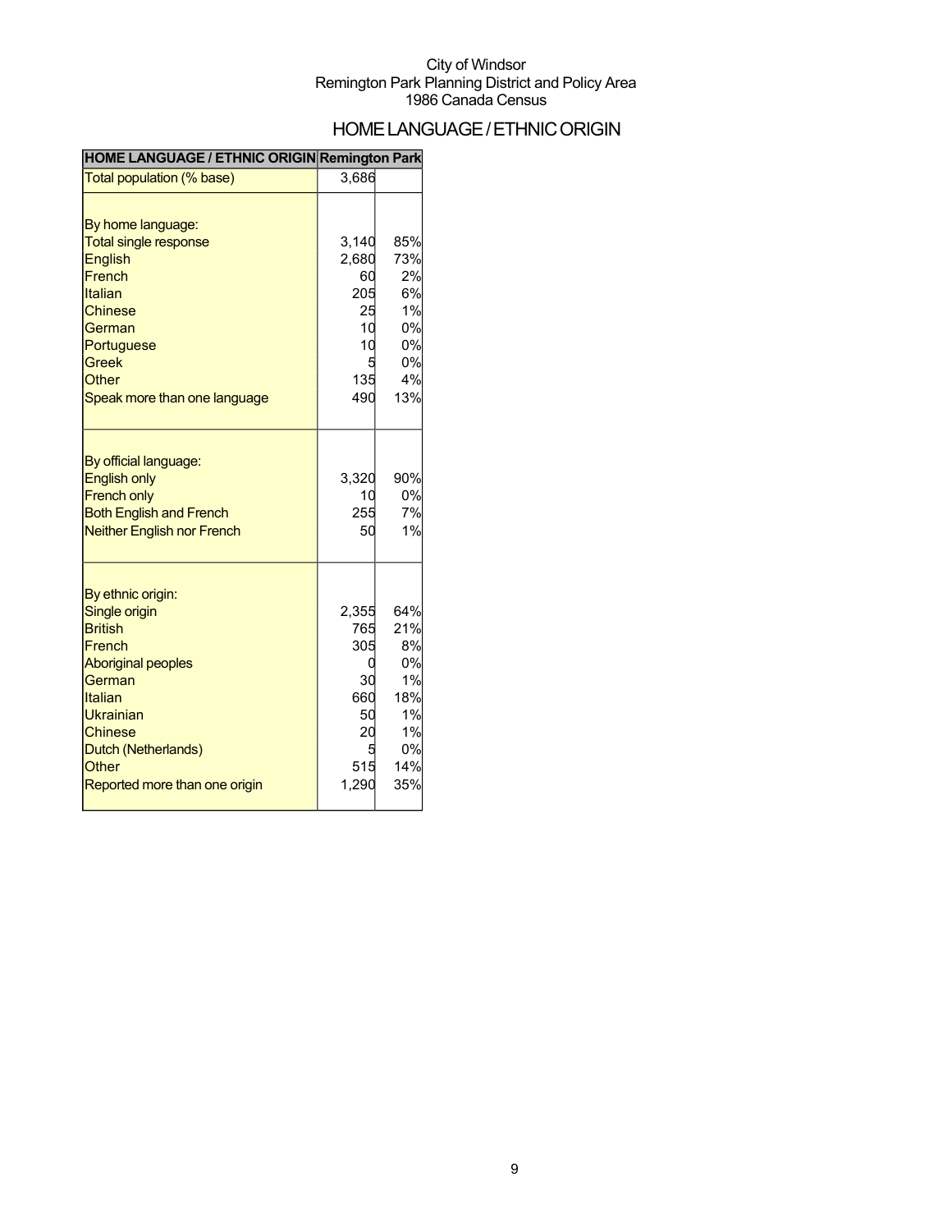City of Windsor
Remington Park Planning District and Policy Area
1986 Canada Census

# HOME LANGUAGE / ETHNIC ORIGIN

| HOME LANGUAGE / ETHNIC ORIGIN | Remington Park | |
|---|---|---|
| Total population (% base) | 3,686 | |
| | | |
| By home language: | | |
| Total single response | 3,140 | 85% |
| English | 2,680 | 73% |
| French | 60 | 2% |
| Italian | 205 | 6% |
| Chinese | 25 | 1% |
| German | 10 | 0% |
| Portuguese | 10 | 0% |
| Greek | 5 | 0% |
| Other | 135 | 4% |
| Speak more than one language | 490 | 13% |
| | | |
| By official language: | | |
| English only | 3,320 | 90% |
| French only | 10 | 0% |
| Both English and French | 255 | 7% |
| Neither English nor French | 50 | 1% |
| | | |
| By ethnic origin: | | |
| Single origin | 2,355 | 64% |
| British | 765 | 21% |
| French | 305 | 8% |
| Aboriginal peoples | 0 | 0% |
| German | 30 | 1% |
| Italian | 660 | 18% |
| Ukrainian | 50 | 1% |
| Chinese | 20 | 1% |
| Dutch (Netherlands) | 5 | 0% |
| Other | 515 | 14% |
| Reported more than one origin | 1,290 | 35% |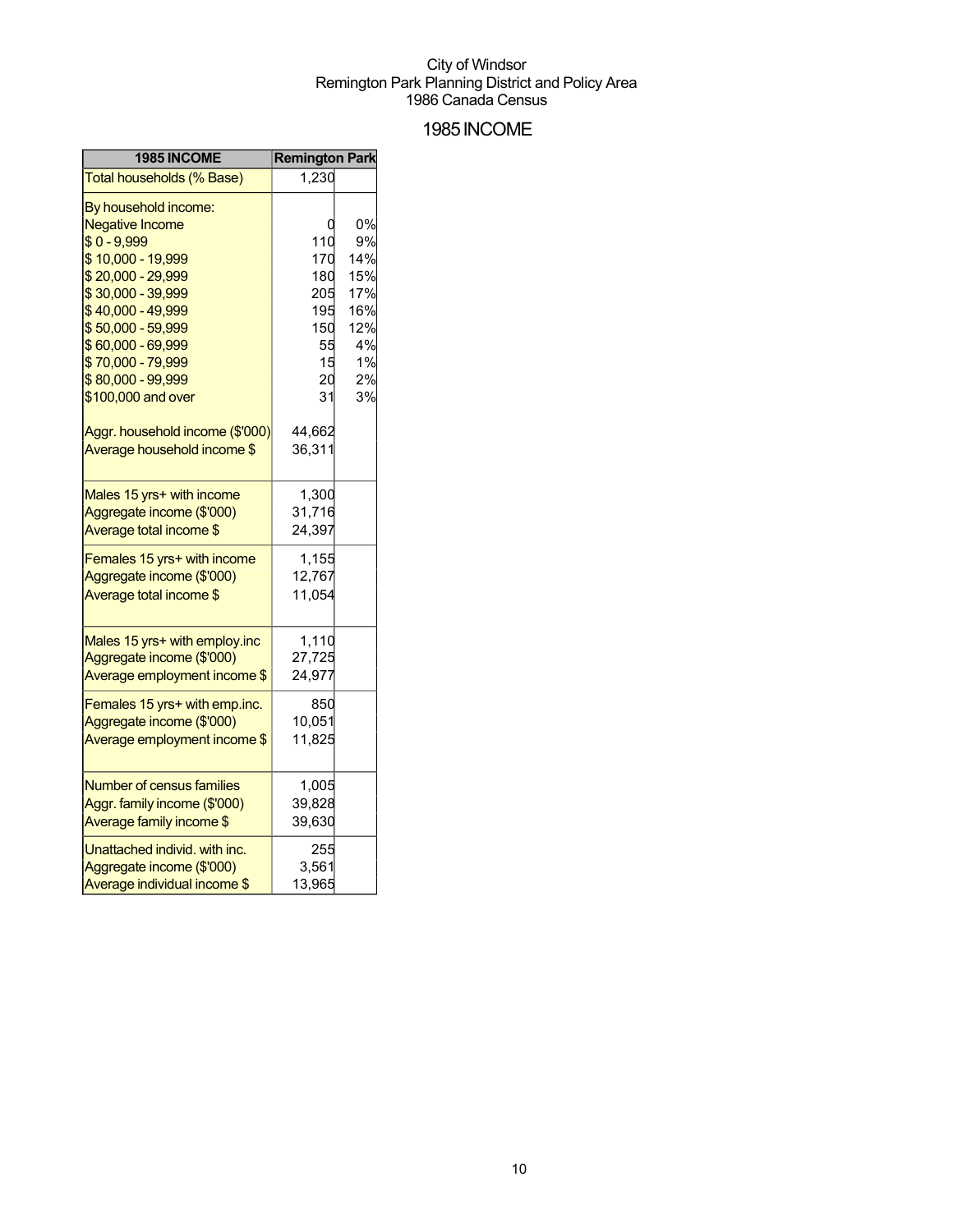City of Windsor
Remington Park Planning District and Policy Area
1986 Canada Census

# 1985 INCOME

| 1985 INCOME | Remington Park | |
|---|---|---|
| Total households (% Base) | 1,230 | |
| By household income: | | |
| Negative Income | 0 | 0% |
| $ 0 - 9,999 | 110 | 9% |
| $ 10,000 - 19,999 | 170 | 14% |
| $ 20,000 - 29,999 | 180 | 15% |
| $ 30,000 - 39,999 | 205 | 17% |
| $ 40,000 - 49,999 | 195 | 16% |
| $ 50,000 - 59,999 | 150 | 12% |
| $ 60,000 - 69,999 | 55 | 4% |
| $ 70,000 - 79,999 | 15 | 1% |
| $ 80,000 - 99,999 | 20 | 2% |
| $100,000 and over | 31 | 3% |
| Aggr. household income ($'000) | 44,662 | |
| Average household income $ | 36,311 | |
| Males 15 yrs+ with income | 1,300 | |
| Aggregate income ($'000) | 31,716 | |
| Average total income $ | 24,397 | |
| Females 15 yrs+ with income | 1,155 | |
| Aggregate income ($'000) | 12,767 | |
| Average total income $ | 11,054 | |
| Males 15 yrs+ with employ.inc | 1,110 | |
| Aggregate income ($'000) | 27,725 | |
| Average employment income $ | 24,977 | |
| Females 15 yrs+ with emp.inc. | 850 | |
| Aggregate income ($'000) | 10,051 | |
| Average employment income $ | 11,825 | |
| Number of census families | 1,005 | |
| Aggr. family income ($'000) | 39,828 | |
| Average family income $ | 39,630 | |
| Unattached individ. with inc. | 255 | |
| Aggregate income ($'000) | 3,561 | |
| Average individual income $ | 13,965 | |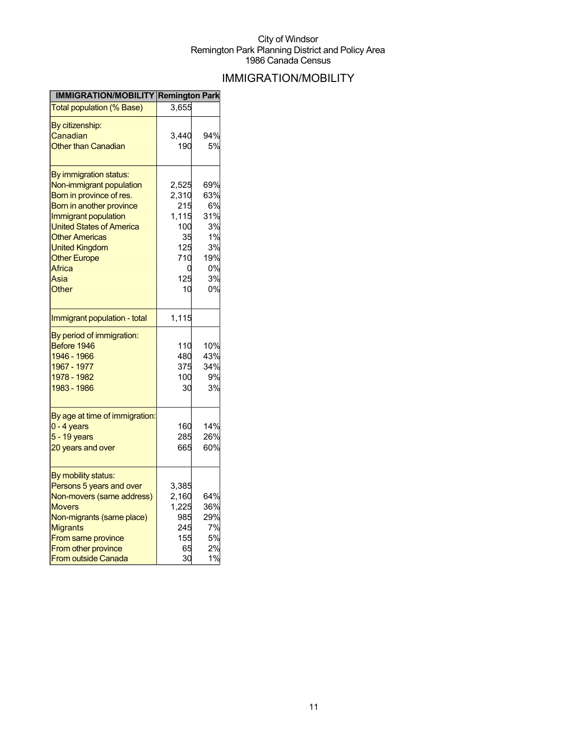City of Windsor
Remington Park Planning District and Policy Area
1986 Canada Census

# IMMIGRATION/MOBILITY

| IMMIGRATION/MOBILITY | Remington Park | |
|---|---|---|
| Total population (% Base) | 3,655 | |
| By citizenship: | | |
| Canadian | 3,440 | 94% |
| Other than Canadian | 190 | 5% |
| By immigration status: | | |
| Non-immigrant population | 2,525 | 69% |
| Born in province of res. | 2,310 | 63% |
| Born in another province | 215 | 6% |
| Immigrant population | 1,115 | 31% |
| United States of America | 100 | 3% |
| Other Americas | 35 | 1% |
| United Kingdom | 125 | 3% |
| Other Europe | 710 | 19% |
| Africa | 0 | 0% |
| Asia | 125 | 3% |
| Other | 10 | 0% |
| Immigrant population - total | 1,115 | |
| By period of immigration: | | |
| Before 1946 | 110 | 10% |
| 1946 - 1966 | 480 | 43% |
| 1967 - 1977 | 375 | 34% |
| 1978 - 1982 | 100 | 9% |
| 1983 - 1986 | 30 | 3% |
| By age at time of immigration: | | |
| 0 - 4 years | 160 | 14% |
| 5 - 19 years | 285 | 26% |
| 20 years and over | 665 | 60% |
| By mobility status: | | |
| Persons 5 years and over | 3,385 | |
| Non-movers (same address) | 2,160 | 64% |
| Movers | 1,225 | 36% |
| Non-migrants (same place) | 985 | 29% |
| Migrants | 245 | 7% |
| From same province | 155 | 5% |
| From other province | 65 | 2% |
| From outside Canada | 30 | 1% |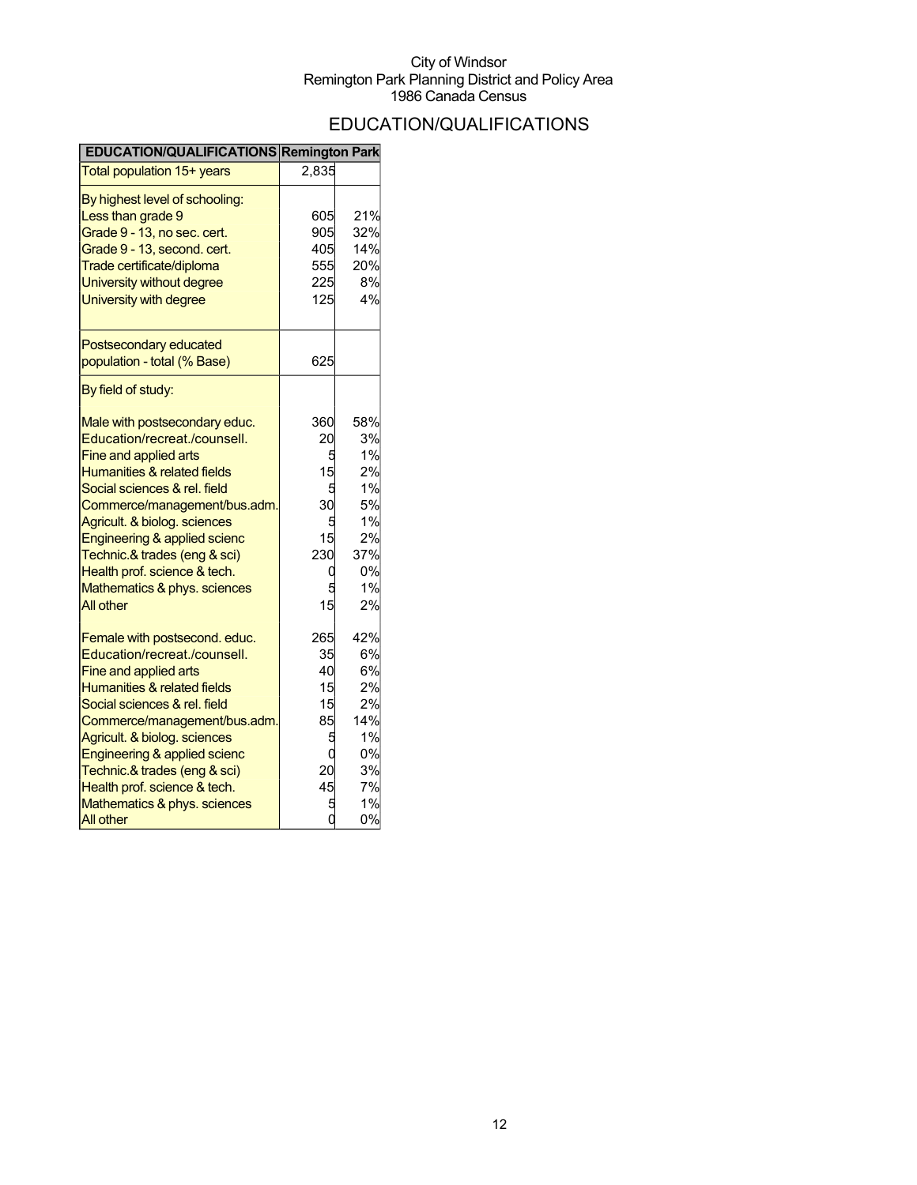City of Windsor
Remington Park Planning District and Policy Area
1986 Canada Census

# EDUCATION/QUALIFICATIONS

| EDUCATION/QUALIFICATIONS | Remington Park | |
|---|---|---|
| Total population 15+ years | 2,835 | |
| By highest level of schooling: | | |
| Less than grade 9 | 605 | 21% |
| Grade 9 - 13, no sec. cert. | 905 | 32% |
| Grade 9 - 13, second. cert. | 405 | 14% |
| Trade certificate/diploma | 555 | 20% |
| University without degree | 225 | 8% |
| University with degree | 125 | 4% |
| Postsecondary educated population - total (% Base) | 625 | |
| By field of study: | | |
| Male with postsecondary educ. | 360 | 58% |
| Education/recreat./counsell. | 20 | 3% |
| Fine and applied arts | 5 | 1% |
| Humanities & related fields | 15 | 2% |
| Social sciences & rel. field | 5 | 1% |
| Commerce/management/bus.adm. | 30 | 5% |
| Agricult. & biolog. sciences | 5 | 1% |
| Engineering & applied scienc | 15 | 2% |
| Technic.& trades (eng & sci) | 230 | 37% |
| Health prof. science & tech. | 0 | 0% |
| Mathematics & phys. sciences | 5 | 1% |
| All other | 15 | 2% |
| Female with postsecond. educ. | 265 | 42% |
| Education/recreat./counsell. | 35 | 6% |
| Fine and applied arts | 40 | 6% |
| Humanities & related fields | 15 | 2% |
| Social sciences & rel. field | 15 | 2% |
| Commerce/management/bus.adm. | 85 | 14% |
| Agricult. & biolog. sciences | 5 | 1% |
| Engineering & applied scienc | 0 | 0% |
| Technic.& trades (eng & sci) | 20 | 3% |
| Health prof. science & tech. | 45 | 7% |
| Mathematics & phys. sciences | 5 | 1% |
| All other | 0 | 0% |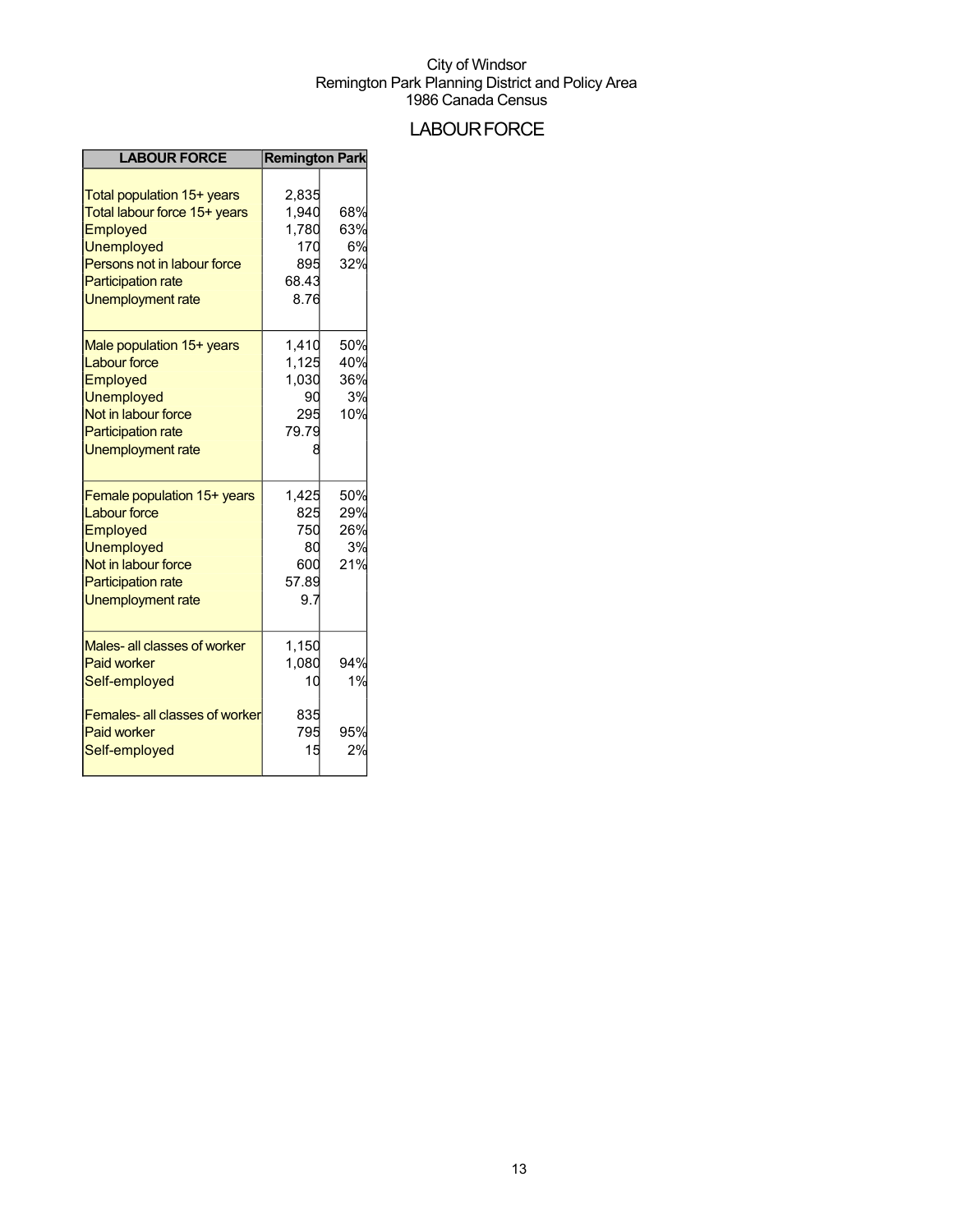City of Windsor
Remington Park Planning District and Policy Area
1986 Canada Census

# LABOUR FORCE

| LABOUR FORCE | Remington Park | |
|---|---|---|
| Total population 15+ years | 2,835 | |
| Total labour force 15+ years | 1,940 | 68% |
| Employed | 1,780 | 63% |
| Unemployed | 170 | 6% |
| Persons not in labour force | 895 | 32% |
| Participation rate | 68.43 | |
| Unemployment rate | 8.76 | |
| Male population 15+ years | 1,410 | 50% |
| Labour force | 1,125 | 40% |
| Employed | 1,030 | 36% |
| Unemployed | 90 | 3% |
| Not in labour force | 295 | 10% |
| Participation rate | 79.79 | |
| Unemployment rate | 8 | |
| Female population 15+ years | 1,425 | 50% |
| Labour force | 825 | 29% |
| Employed | 750 | 26% |
| Unemployed | 80 | 3% |
| Not in labour force | 600 | 21% |
| Participation rate | 57.89 | |
| Unemployment rate | 9.7 | |
| Males- all classes of worker | 1,150 | |
| Paid worker | 1,080 | 94% |
| Self-employed | 10 | 1% |
| Females- all classes of worker | 835 | |
| Paid worker | 795 | 95% |
| Self-employed | 15 | 2% |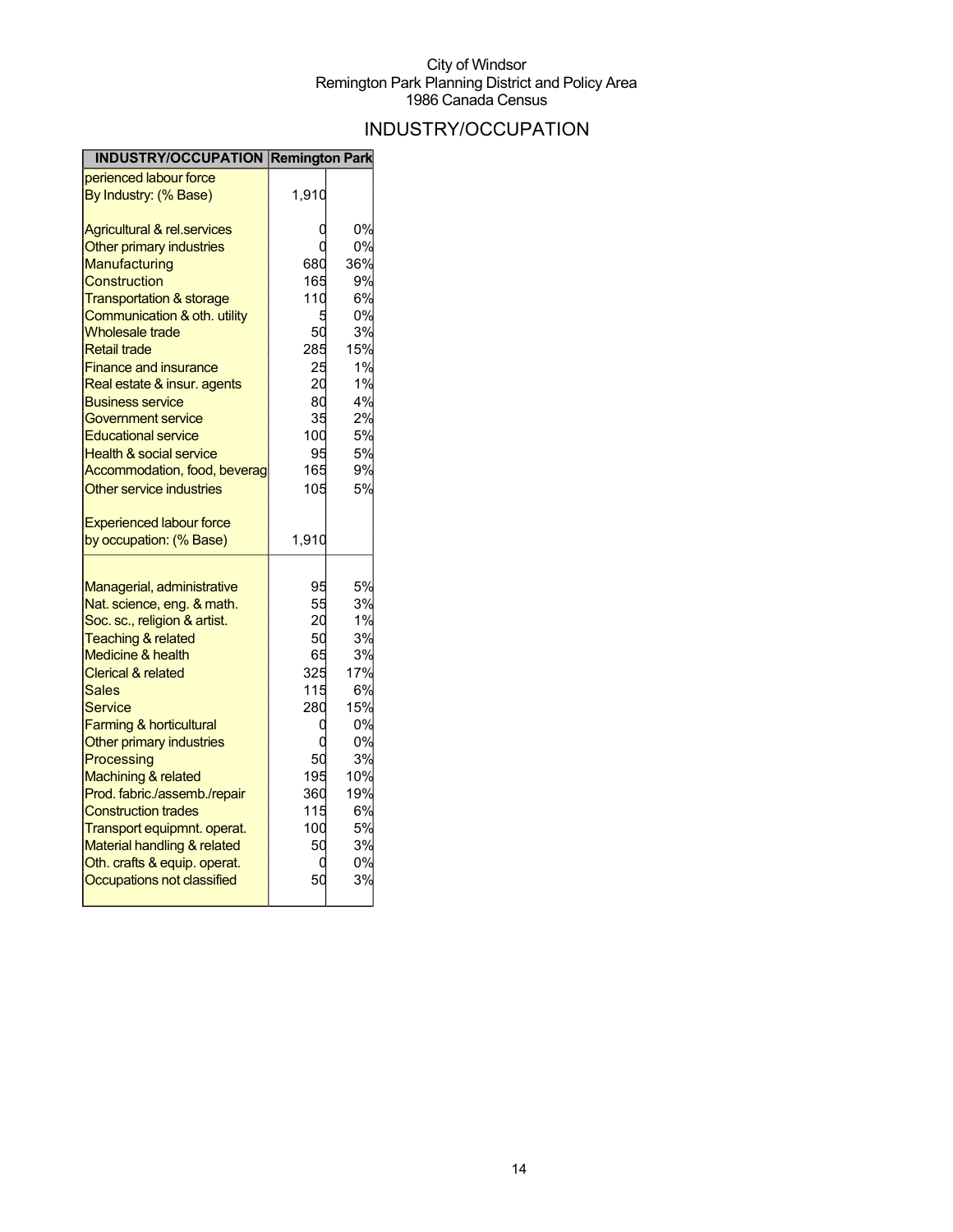City of Windsor
Remington Park Planning District and Policy Area
1986 Canada Census

# INDUSTRY/OCCUPATION

| INDUSTRY/OCCUPATION | Remington Park | |
|---|---|---|
| perienced labour force | | |
| By Industry: (% Base) | 1,910 | |
| Agricultural & rel.services | 0 | 0% |
| Other primary industries | 0 | 0% |
| Manufacturing | 680 | 36% |
| Construction | 165 | 9% |
| Transportation & storage | 110 | 6% |
| Communication & oth. utility | 5 | 0% |
| Wholesale trade | 50 | 3% |
| Retail trade | 285 | 15% |
| Finance and insurance | 25 | 1% |
| Real estate & insur. agents | 20 | 1% |
| Business service | 80 | 4% |
| Government service | 35 | 2% |
| Educational service | 100 | 5% |
| Health & social service | 95 | 5% |
| Accommodation, food, beverag | 165 | 9% |
| Other service industries | 105 | 5% |
| Experienced labour force | | |
| by occupation: (% Base) | 1,910 | |
| Managerial, administrative | 95 | 5% |
| Nat. science, eng. & math. | 55 | 3% |
| Soc. sc., religion & artist. | 20 | 1% |
| Teaching & related | 50 | 3% |
| Medicine & health | 65 | 3% |
| Clerical & related | 325 | 17% |
| Sales | 115 | 6% |
| Service | 280 | 15% |
| Farming & horticultural | 0 | 0% |
| Other primary industries | 0 | 0% |
| Processing | 50 | 3% |
| Machining & related | 195 | 10% |
| Prod. fabric./assemb./repair | 360 | 19% |
| Construction trades | 115 | 6% |
| Transport equipmnt. operat. | 100 | 5% |
| Material handling & related | 50 | 3% |
| Oth. crafts & equip. operat. | 0 | 0% |
| Occupations not classified | 50 | 3% |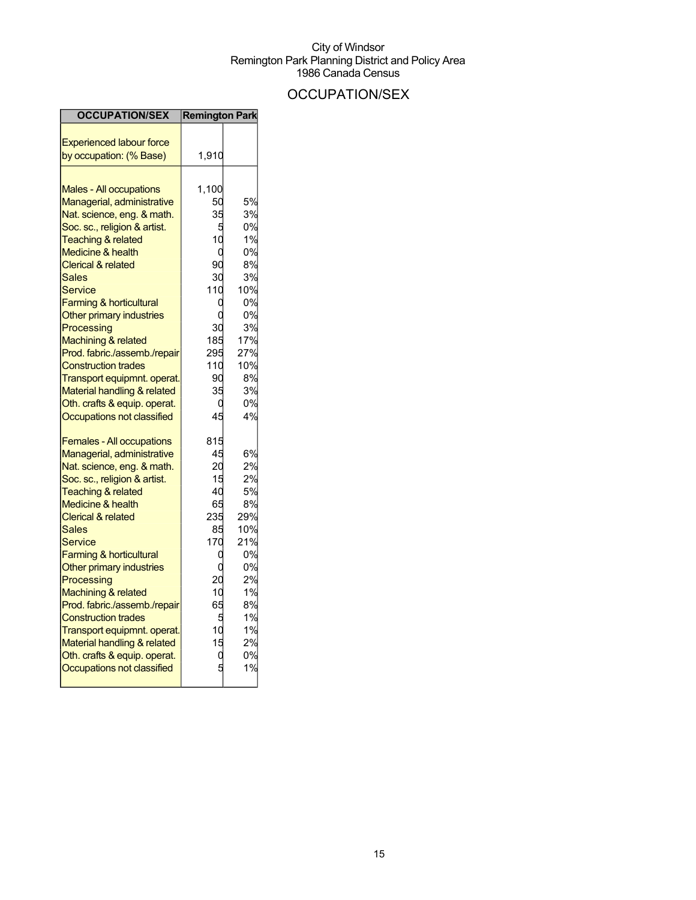City of Windsor
Remington Park Planning District and Policy Area
1986 Canada Census

# OCCUPATION/SEX

| OCCUPATION/SEX | Remington Park | |
|---|---|---|
| Experienced labour force by occupation: (% Base) | 1,910 | |
| Males - All occupations | 1,100 | |
| Managerial, administrative | 50 | 5% |
| Nat. science, eng. & math. | 35 | 3% |
| Soc. sc., religion & artist. | 5 | 0% |
| Teaching & related | 10 | 1% |
| Medicine & health | 0 | 0% |
| Clerical & related | 90 | 8% |
| Sales | 30 | 3% |
| Service | 110 | 10% |
| Farming & horticultural | 0 | 0% |
| Other primary industries | 0 | 0% |
| Processing | 30 | 3% |
| Machining & related | 185 | 17% |
| Prod. fabric./assemb./repair | 295 | 27% |
| Construction trades | 110 | 10% |
| Transport equipmnt. operat. | 90 | 8% |
| Material handling & related | 35 | 3% |
| Oth. crafts & equip. operat. | 0 | 0% |
| Occupations not classified | 45 | 4% |
| Females - All occupations | 815 | |
| Managerial, administrative | 45 | 6% |
| Nat. science, eng. & math. | 20 | 2% |
| Soc. sc., religion & artist. | 15 | 2% |
| Teaching & related | 40 | 5% |
| Medicine & health | 65 | 8% |
| Clerical & related | 235 | 29% |
| Sales | 85 | 10% |
| Service | 170 | 21% |
| Farming & horticultural | 0 | 0% |
| Other primary industries | 0 | 0% |
| Processing | 20 | 2% |
| Machining & related | 10 | 1% |
| Prod. fabric./assemb./repair | 65 | 8% |
| Construction trades | 5 | 1% |
| Transport equipmnt. operat. | 10 | 1% |
| Material handling & related | 15 | 2% |
| Oth. crafts & equip. operat. | 0 | 0% |
| Occupations not classified | 5 | 1% |